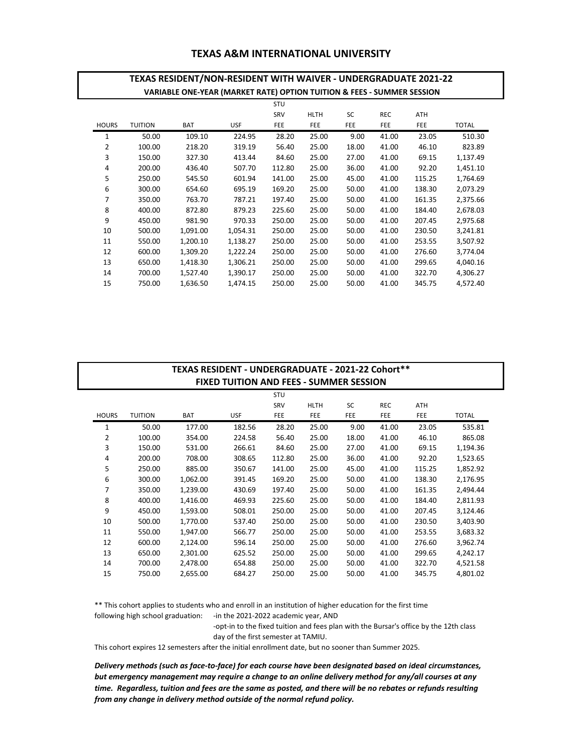# TEXAS A&M INTERNATIONAL UNIVERSITY

## TEXAS RESIDENT/NON-RESIDENT WITH WAIVER - UNDERGRADUATE 2021-22

### VARIABLE ONE-YEAR (MARKET RATE) OPTION TUITION & FEES - SUMMER SESSION

| HOURS | TUITION | BAT | USF | STU SRV FEE | HLTH FEE | SC FEE | REC FEE | ATH FEE | TOTAL |
|---|---|---|---|---|---|---|---|---|---|
| 1 | 50.00 | 109.10 | 224.95 | 28.20 | 25.00 | 9.00 | 41.00 | 23.05 | 510.30 |
| 2 | 100.00 | 218.20 | 319.19 | 56.40 | 25.00 | 18.00 | 41.00 | 46.10 | 823.89 |
| 3 | 150.00 | 327.30 | 413.44 | 84.60 | 25.00 | 27.00 | 41.00 | 69.15 | 1,137.49 |
| 4 | 200.00 | 436.40 | 507.70 | 112.80 | 25.00 | 36.00 | 41.00 | 92.20 | 1,451.10 |
| 5 | 250.00 | 545.50 | 601.94 | 141.00 | 25.00 | 45.00 | 41.00 | 115.25 | 1,764.69 |
| 6 | 300.00 | 654.60 | 695.19 | 169.20 | 25.00 | 50.00 | 41.00 | 138.30 | 2,073.29 |
| 7 | 350.00 | 763.70 | 787.21 | 197.40 | 25.00 | 50.00 | 41.00 | 161.35 | 2,375.66 |
| 8 | 400.00 | 872.80 | 879.23 | 225.60 | 25.00 | 50.00 | 41.00 | 184.40 | 2,678.03 |
| 9 | 450.00 | 981.90 | 970.33 | 250.00 | 25.00 | 50.00 | 41.00 | 207.45 | 2,975.68 |
| 10 | 500.00 | 1,091.00 | 1,054.31 | 250.00 | 25.00 | 50.00 | 41.00 | 230.50 | 3,241.81 |
| 11 | 550.00 | 1,200.10 | 1,138.27 | 250.00 | 25.00 | 50.00 | 41.00 | 253.55 | 3,507.92 |
| 12 | 600.00 | 1,309.20 | 1,222.24 | 250.00 | 25.00 | 50.00 | 41.00 | 276.60 | 3,774.04 |
| 13 | 650.00 | 1,418.30 | 1,306.21 | 250.00 | 25.00 | 50.00 | 41.00 | 299.65 | 4,040.16 |
| 14 | 700.00 | 1,527.40 | 1,390.17 | 250.00 | 25.00 | 50.00 | 41.00 | 322.70 | 4,306.27 |
| 15 | 750.00 | 1,636.50 | 1,474.15 | 250.00 | 25.00 | 50.00 | 41.00 | 345.75 | 4,572.40 |

## TEXAS RESIDENT - UNDERGRADUATE - 2021-22 Cohort**

### FIXED TUITION AND FEES - SUMMER SESSION

| HOURS | TUITION | BAT | USF | STU SRV FEE | HLTH FEE | SC FEE | REC FEE | ATH FEE | TOTAL |
|---|---|---|---|---|---|---|---|---|---|
| 1 | 50.00 | 177.00 | 182.56 | 28.20 | 25.00 | 9.00 | 41.00 | 23.05 | 535.81 |
| 2 | 100.00 | 354.00 | 224.58 | 56.40 | 25.00 | 18.00 | 41.00 | 46.10 | 865.08 |
| 3 | 150.00 | 531.00 | 266.61 | 84.60 | 25.00 | 27.00 | 41.00 | 69.15 | 1,194.36 |
| 4 | 200.00 | 708.00 | 308.65 | 112.80 | 25.00 | 36.00 | 41.00 | 92.20 | 1,523.65 |
| 5 | 250.00 | 885.00 | 350.67 | 141.00 | 25.00 | 45.00 | 41.00 | 115.25 | 1,852.92 |
| 6 | 300.00 | 1,062.00 | 391.45 | 169.20 | 25.00 | 50.00 | 41.00 | 138.30 | 2,176.95 |
| 7 | 350.00 | 1,239.00 | 430.69 | 197.40 | 25.00 | 50.00 | 41.00 | 161.35 | 2,494.44 |
| 8 | 400.00 | 1,416.00 | 469.93 | 225.60 | 25.00 | 50.00 | 41.00 | 184.40 | 2,811.93 |
| 9 | 450.00 | 1,593.00 | 508.01 | 250.00 | 25.00 | 50.00 | 41.00 | 207.45 | 3,124.46 |
| 10 | 500.00 | 1,770.00 | 537.40 | 250.00 | 25.00 | 50.00 | 41.00 | 230.50 | 3,403.90 |
| 11 | 550.00 | 1,947.00 | 566.77 | 250.00 | 25.00 | 50.00 | 41.00 | 253.55 | 3,683.32 |
| 12 | 600.00 | 2,124.00 | 596.14 | 250.00 | 25.00 | 50.00 | 41.00 | 276.60 | 3,962.74 |
| 13 | 650.00 | 2,301.00 | 625.52 | 250.00 | 25.00 | 50.00 | 41.00 | 299.65 | 4,242.17 |
| 14 | 700.00 | 2,478.00 | 654.88 | 250.00 | 25.00 | 50.00 | 41.00 | 322.70 | 4,521.58 |
| 15 | 750.00 | 2,655.00 | 684.27 | 250.00 | 25.00 | 50.00 | 41.00 | 345.75 | 4,801.02 |

** This cohort applies to students who and enroll in an institution of higher education for the first time following high school graduation:
- in the 2021-2022 academic year, AND
- opt-in to the fixed tuition and fees plan with the Bursar's office by the 12th class day of the first semester at TAMIU.

This cohort expires 12 semesters after the initial enrollment date, but no sooner than Summer 2025.

***Delivery methods (such as face-to-face) for each course have been designated based on ideal circumstances, but emergency management may require a change to an online delivery method for any/all courses at any time. Regardless, tuition and fees are the same as posted, and there will be no rebates or refunds resulting from any change in delivery method outside of the normal refund policy.***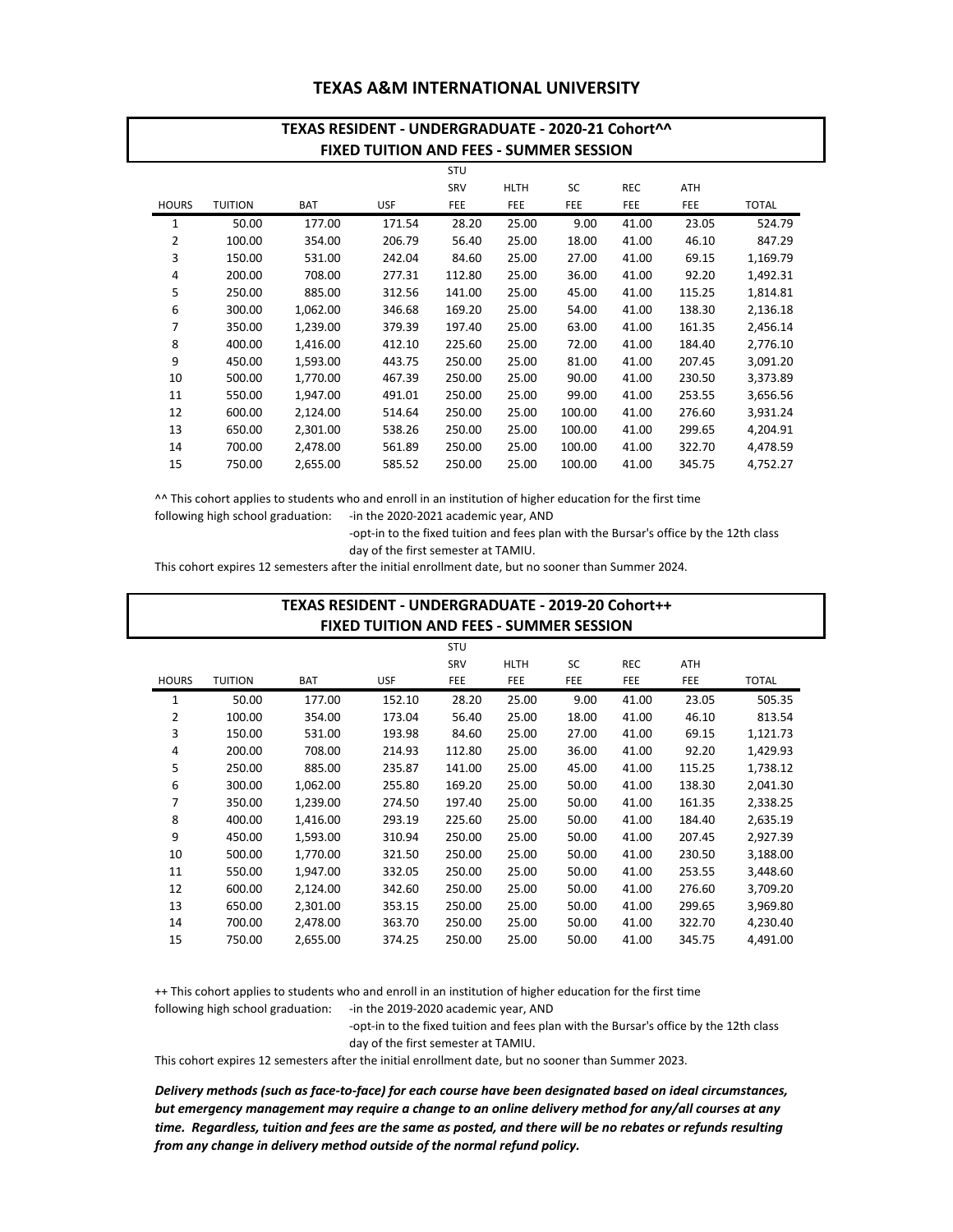# TEXAS A&M INTERNATIONAL UNIVERSITY

## TEXAS RESIDENT - UNDERGRADUATE - 2020-21 Cohort^^
## FIXED TUITION AND FEES - SUMMER SESSION

| HOURS | TUITION | BAT | USF | STU SRV FEE | HLTH FEE | SC FEE | REC FEE | ATH FEE | TOTAL |
|---|---|---|---|---|---|---|---|---|---|
| 1 | 50.00 | 177.00 | 171.54 | 28.20 | 25.00 | 9.00 | 41.00 | 23.05 | 524.79 |
| 2 | 100.00 | 354.00 | 206.79 | 56.40 | 25.00 | 18.00 | 41.00 | 46.10 | 847.29 |
| 3 | 150.00 | 531.00 | 242.04 | 84.60 | 25.00 | 27.00 | 41.00 | 69.15 | 1,169.79 |
| 4 | 200.00 | 708.00 | 277.31 | 112.80 | 25.00 | 36.00 | 41.00 | 92.20 | 1,492.31 |
| 5 | 250.00 | 885.00 | 312.56 | 141.00 | 25.00 | 45.00 | 41.00 | 115.25 | 1,814.81 |
| 6 | 300.00 | 1,062.00 | 346.68 | 169.20 | 25.00 | 54.00 | 41.00 | 138.30 | 2,136.18 |
| 7 | 350.00 | 1,239.00 | 379.39 | 197.40 | 25.00 | 63.00 | 41.00 | 161.35 | 2,456.14 |
| 8 | 400.00 | 1,416.00 | 412.10 | 225.60 | 25.00 | 72.00 | 41.00 | 184.40 | 2,776.10 |
| 9 | 450.00 | 1,593.00 | 443.75 | 250.00 | 25.00 | 81.00 | 41.00 | 207.45 | 3,091.20 |
| 10 | 500.00 | 1,770.00 | 467.39 | 250.00 | 25.00 | 90.00 | 41.00 | 230.50 | 3,373.89 |
| 11 | 550.00 | 1,947.00 | 491.01 | 250.00 | 25.00 | 99.00 | 41.00 | 253.55 | 3,656.56 |
| 12 | 600.00 | 2,124.00 | 514.64 | 250.00 | 25.00 | 100.00 | 41.00 | 276.60 | 3,931.24 |
| 13 | 650.00 | 2,301.00 | 538.26 | 250.00 | 25.00 | 100.00 | 41.00 | 299.65 | 4,204.91 |
| 14 | 700.00 | 2,478.00 | 561.89 | 250.00 | 25.00 | 100.00 | 41.00 | 322.70 | 4,478.59 |
| 15 | 750.00 | 2,655.00 | 585.52 | 250.00 | 25.00 | 100.00 | 41.00 | 345.75 | 4,752.27 |

^^ This cohort applies to students who and enroll in an institution of higher education for the first time following high school graduation: -in the 2020-2021 academic year, AND
-opt-in to the fixed tuition and fees plan with the Bursar's office by the 12th class day of the first semester at TAMIU.

This cohort expires 12 semesters after the initial enrollment date, but no sooner than Summer 2024.

## TEXAS RESIDENT - UNDERGRADUATE - 2019-20 Cohort++
## FIXED TUITION AND FEES - SUMMER SESSION

| HOURS | TUITION | BAT | USF | STU SRV FEE | HLTH FEE | SC FEE | REC FEE | ATH FEE | TOTAL |
|---|---|---|---|---|---|---|---|---|---|
| 1 | 50.00 | 177.00 | 152.10 | 28.20 | 25.00 | 9.00 | 41.00 | 23.05 | 505.35 |
| 2 | 100.00 | 354.00 | 173.04 | 56.40 | 25.00 | 18.00 | 41.00 | 46.10 | 813.54 |
| 3 | 150.00 | 531.00 | 193.98 | 84.60 | 25.00 | 27.00 | 41.00 | 69.15 | 1,121.73 |
| 4 | 200.00 | 708.00 | 214.93 | 112.80 | 25.00 | 36.00 | 41.00 | 92.20 | 1,429.93 |
| 5 | 250.00 | 885.00 | 235.87 | 141.00 | 25.00 | 45.00 | 41.00 | 115.25 | 1,738.12 |
| 6 | 300.00 | 1,062.00 | 255.80 | 169.20 | 25.00 | 50.00 | 41.00 | 138.30 | 2,041.30 |
| 7 | 350.00 | 1,239.00 | 274.50 | 197.40 | 25.00 | 50.00 | 41.00 | 161.35 | 2,338.25 |
| 8 | 400.00 | 1,416.00 | 293.19 | 225.60 | 25.00 | 50.00 | 41.00 | 184.40 | 2,635.19 |
| 9 | 450.00 | 1,593.00 | 310.94 | 250.00 | 25.00 | 50.00 | 41.00 | 207.45 | 2,927.39 |
| 10 | 500.00 | 1,770.00 | 321.50 | 250.00 | 25.00 | 50.00 | 41.00 | 230.50 | 3,188.00 |
| 11 | 550.00 | 1,947.00 | 332.05 | 250.00 | 25.00 | 50.00 | 41.00 | 253.55 | 3,448.60 |
| 12 | 600.00 | 2,124.00 | 342.60 | 250.00 | 25.00 | 50.00 | 41.00 | 276.60 | 3,709.20 |
| 13 | 650.00 | 2,301.00 | 353.15 | 250.00 | 25.00 | 50.00 | 41.00 | 299.65 | 3,969.80 |
| 14 | 700.00 | 2,478.00 | 363.70 | 250.00 | 25.00 | 50.00 | 41.00 | 322.70 | 4,230.40 |
| 15 | 750.00 | 2,655.00 | 374.25 | 250.00 | 25.00 | 50.00 | 41.00 | 345.75 | 4,491.00 |

++ This cohort applies to students who and enroll in an institution of higher education for the first time following high school graduation: -in the 2019-2020 academic year, AND
-opt-in to the fixed tuition and fees plan with the Bursar's office by the 12th class day of the first semester at TAMIU.

This cohort expires 12 semesters after the initial enrollment date, but no sooner than Summer 2023.

***Delivery methods (such as face-to-face) for each course have been designated based on ideal circumstances, but emergency management may require a change to an online delivery method for any/all courses at any time. Regardless, tuition and fees are the same as posted, and there will be no rebates or refunds resulting from any change in delivery method outside of the normal refund policy.***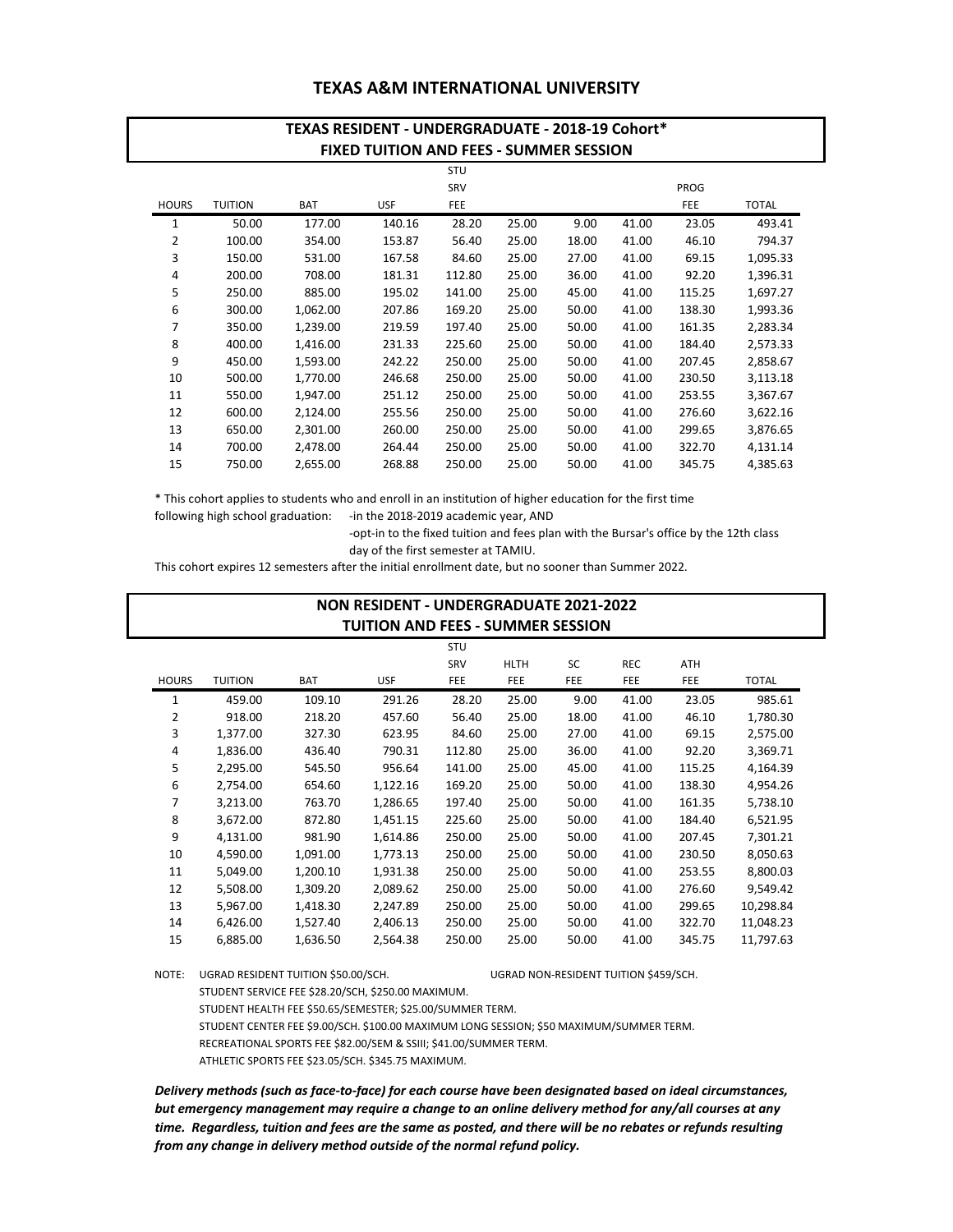# TEXAS A&M INTERNATIONAL UNIVERSITY

## TEXAS RESIDENT - UNDERGRADUATE - 2018-19 Cohort*
## FIXED TUITION AND FEES - SUMMER SESSION

| HOURS | TUITION | BAT | USF | STU SRV FEE | | | | PROG FEE | TOTAL |
|---|---|---|---|---|---|---|---|---|---|
| 1 | 50.00 | 177.00 | 140.16 | 28.20 | 25.00 | 9.00 | 41.00 | 23.05 | 493.41 |
| 2 | 100.00 | 354.00 | 153.87 | 56.40 | 25.00 | 18.00 | 41.00 | 46.10 | 794.37 |
| 3 | 150.00 | 531.00 | 167.58 | 84.60 | 25.00 | 27.00 | 41.00 | 69.15 | 1,095.33 |
| 4 | 200.00 | 708.00 | 181.31 | 112.80 | 25.00 | 36.00 | 41.00 | 92.20 | 1,396.31 |
| 5 | 250.00 | 885.00 | 195.02 | 141.00 | 25.00 | 45.00 | 41.00 | 115.25 | 1,697.27 |
| 6 | 300.00 | 1,062.00 | 207.86 | 169.20 | 25.00 | 50.00 | 41.00 | 138.30 | 1,993.36 |
| 7 | 350.00 | 1,239.00 | 219.59 | 197.40 | 25.00 | 50.00 | 41.00 | 161.35 | 2,283.34 |
| 8 | 400.00 | 1,416.00 | 231.33 | 225.60 | 25.00 | 50.00 | 41.00 | 184.40 | 2,573.33 |
| 9 | 450.00 | 1,593.00 | 242.22 | 250.00 | 25.00 | 50.00 | 41.00 | 207.45 | 2,858.67 |
| 10 | 500.00 | 1,770.00 | 246.68 | 250.00 | 25.00 | 50.00 | 41.00 | 230.50 | 3,113.18 |
| 11 | 550.00 | 1,947.00 | 251.12 | 250.00 | 25.00 | 50.00 | 41.00 | 253.55 | 3,367.67 |
| 12 | 600.00 | 2,124.00 | 255.56 | 250.00 | 25.00 | 50.00 | 41.00 | 276.60 | 3,622.16 |
| 13 | 650.00 | 2,301.00 | 260.00 | 250.00 | 25.00 | 50.00 | 41.00 | 299.65 | 3,876.65 |
| 14 | 700.00 | 2,478.00 | 264.44 | 250.00 | 25.00 | 50.00 | 41.00 | 322.70 | 4,131.14 |
| 15 | 750.00 | 2,655.00 | 268.88 | 250.00 | 25.00 | 50.00 | 41.00 | 345.75 | 4,385.63 |

* This cohort applies to students who and enroll in an institution of higher education for the first time following high school graduation:
- in the 2018-2019 academic year, AND
- opt-in to the fixed tuition and fees plan with the Bursar's office by the 12th class day of the first semester at TAMIU.

This cohort expires 12 semesters after the initial enrollment date, but no sooner than Summer 2022.

## NON RESIDENT - UNDERGRADUATE 2021-2022
## TUITION AND FEES - SUMMER SESSION

| HOURS | TUITION | BAT | USF | STU SRV FEE | HLTH FEE | SC FEE | REC FEE | ATH FEE | TOTAL |
|---|---|---|---|---|---|---|---|---|---|
| 1 | 459.00 | 109.10 | 291.26 | 28.20 | 25.00 | 9.00 | 41.00 | 23.05 | 985.61 |
| 2 | 918.00 | 218.20 | 457.60 | 56.40 | 25.00 | 18.00 | 41.00 | 46.10 | 1,780.30 |
| 3 | 1,377.00 | 327.30 | 623.95 | 84.60 | 25.00 | 27.00 | 41.00 | 69.15 | 2,575.00 |
| 4 | 1,836.00 | 436.40 | 790.31 | 112.80 | 25.00 | 36.00 | 41.00 | 92.20 | 3,369.71 |
| 5 | 2,295.00 | 545.50 | 956.64 | 141.00 | 25.00 | 45.00 | 41.00 | 115.25 | 4,164.39 |
| 6 | 2,754.00 | 654.60 | 1,122.16 | 169.20 | 25.00 | 50.00 | 41.00 | 138.30 | 4,954.26 |
| 7 | 3,213.00 | 763.70 | 1,286.65 | 197.40 | 25.00 | 50.00 | 41.00 | 161.35 | 5,738.10 |
| 8 | 3,672.00 | 872.80 | 1,451.15 | 225.60 | 25.00 | 50.00 | 41.00 | 184.40 | 6,521.95 |
| 9 | 4,131.00 | 981.90 | 1,614.86 | 250.00 | 25.00 | 50.00 | 41.00 | 207.45 | 7,301.21 |
| 10 | 4,590.00 | 1,091.00 | 1,773.13 | 250.00 | 25.00 | 50.00 | 41.00 | 230.50 | 8,050.63 |
| 11 | 5,049.00 | 1,200.10 | 1,931.38 | 250.00 | 25.00 | 50.00 | 41.00 | 253.55 | 8,800.03 |
| 12 | 5,508.00 | 1,309.20 | 2,089.62 | 250.00 | 25.00 | 50.00 | 41.00 | 276.60 | 9,549.42 |
| 13 | 5,967.00 | 1,418.30 | 2,247.89 | 250.00 | 25.00 | 50.00 | 41.00 | 299.65 | 10,298.84 |
| 14 | 6,426.00 | 1,527.40 | 2,406.13 | 250.00 | 25.00 | 50.00 | 41.00 | 322.70 | 11,048.23 |
| 15 | 6,885.00 | 1,636.50 | 2,564.38 | 250.00 | 25.00 | 50.00 | 41.00 | 345.75 | 11,797.63 |

NOTE: UGRAD RESIDENT TUITION $50.00/SCH. UGRAD NON-RESIDENT TUITION $459/SCH.
STUDENT SERVICE FEE $28.20/SCH, $250.00 MAXIMUM.
STUDENT HEALTH FEE $50.65/SEMESTER; $25.00/SUMMER TERM.
STUDENT CENTER FEE $9.00/SCH. $100.00 MAXIMUM LONG SESSION; $50 MAXIMUM/SUMMER TERM.
RECREATIONAL SPORTS FEE $82.00/SEM & SSIII; $41.00/SUMMER TERM.
ATHLETIC SPORTS FEE $23.05/SCH. $345.75 MAXIMUM.

***Delivery methods (such as face-to-face) for each course have been designated based on ideal circumstances, but emergency management may require a change to an online delivery method for any/all courses at any time. Regardless, tuition and fees are the same as posted, and there will be no rebates or refunds resulting from any change in delivery method outside of the normal refund policy.***